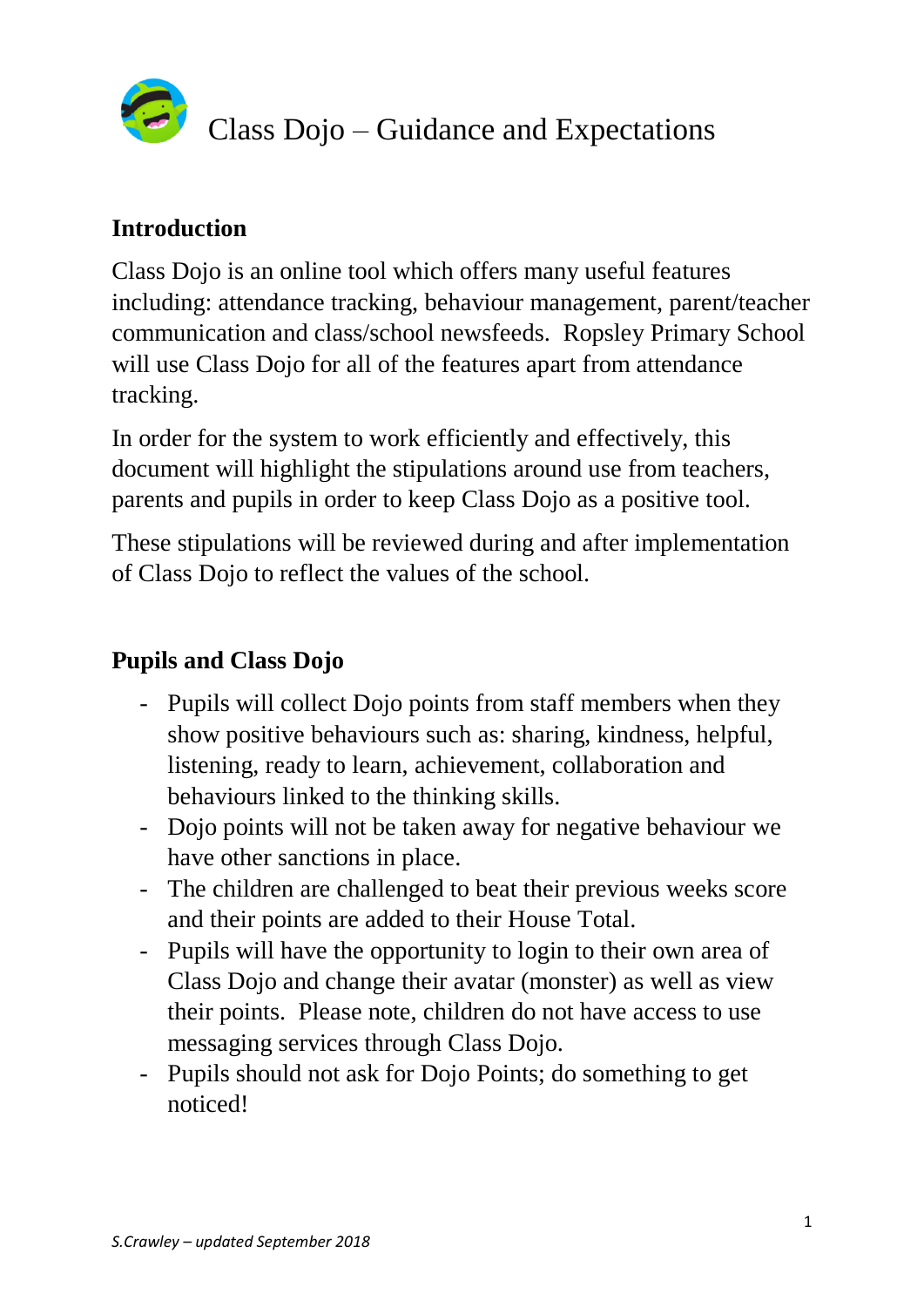# Class Dojo – Guidance and Expectations

## Introduction

Class Dojo is an online tool which offers many useful features including: attendance tracking, behaviour management, parent/teacher communication and class/school newsfeeds. Ropsley Primary School will use Class Dojo for all of the features apart from attendance tracking.

In order for the system to work efficiently and effectively, this document will highlight the stipulations around use from teachers, parents and pupils in order to keep Class Dojo as a positive tool.

These stipulations will be reviewed during and after implementation of Class Dojo to reflect the values of the school.

## Pupils and Class Dojo

- Pupils will collect Dojo points from staff members when they show positive behaviours such as: sharing, kindness, helpful, listening, ready to learn, achievement, collaboration and behaviours linked to the thinking skills.
- Dojo points will not be taken away for negative behaviour we have other sanctions in place.
- The children are challenged to beat their previous weeks score and their points are added to their House Total.
- Pupils will have the opportunity to login to their own area of Class Dojo and change their avatar (monster) as well as view their points. Please note, children do not have access to use messaging services through Class Dojo.
- Pupils should not ask for Dojo Points; do something to get noticed!

*S.Crawley – updated September 2018*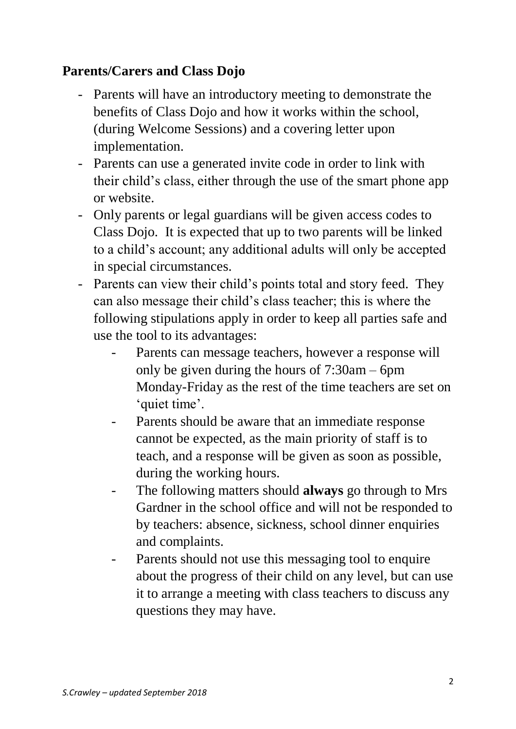## Parents/Carers and Class Dojo

- Parents will have an introductory meeting to demonstrate the benefits of Class Dojo and how it works within the school, (during Welcome Sessions) and a covering letter upon implementation.
- Parents can use a generated invite code in order to link with their child's class, either through the use of the smart phone app or website.
- Only parents or legal guardians will be given access codes to Class Dojo. It is expected that up to two parents will be linked to a child's account; any additional adults will only be accepted in special circumstances.
- Parents can view their child's points total and story feed. They can also message their child's class teacher; this is where the following stipulations apply in order to keep all parties safe and use the tool to its advantages:
  - Parents can message teachers, however a response will only be given during the hours of 7:30am – 6pm Monday-Friday as the rest of the time teachers are set on 'quiet time'.
  - Parents should be aware that an immediate response cannot be expected, as the main priority of staff is to teach, and a response will be given as soon as possible, during the working hours.
  - The following matters should **always** go through to Mrs Gardner in the school office and will not be responded to by teachers: absence, sickness, school dinner enquiries and complaints.
  - Parents should not use this messaging tool to enquire about the progress of their child on any level, but can use it to arrange a meeting with class teachers to discuss any questions they may have.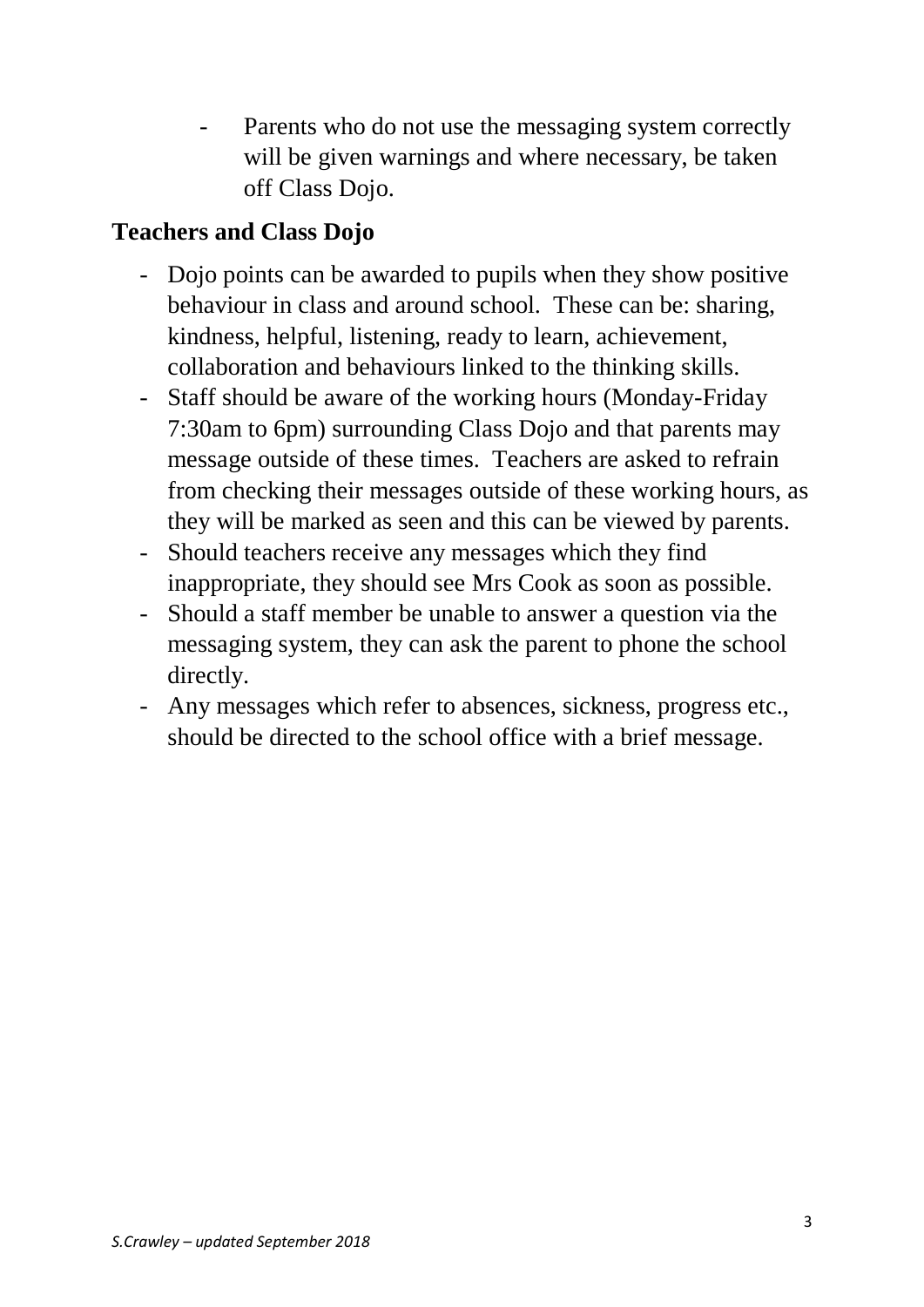- Parents who do not use the messaging system correctly will be given warnings and where necessary, be taken off Class Dojo.

**Teachers and Class Dojo**

- Dojo points can be awarded to pupils when they show positive behaviour in class and around school. These can be: sharing, kindness, helpful, listening, ready to learn, achievement, collaboration and behaviours linked to the thinking skills.
- Staff should be aware of the working hours (Monday-Friday 7:30am to 6pm) surrounding Class Dojo and that parents may message outside of these times. Teachers are asked to refrain from checking their messages outside of these working hours, as they will be marked as seen and this can be viewed by parents.
- Should teachers receive any messages which they find inappropriate, they should see Mrs Cook as soon as possible.
- Should a staff member be unable to answer a question via the messaging system, they can ask the parent to phone the school directly.
- Any messages which refer to absences, sickness, progress etc., should be directed to the school office with a brief message.